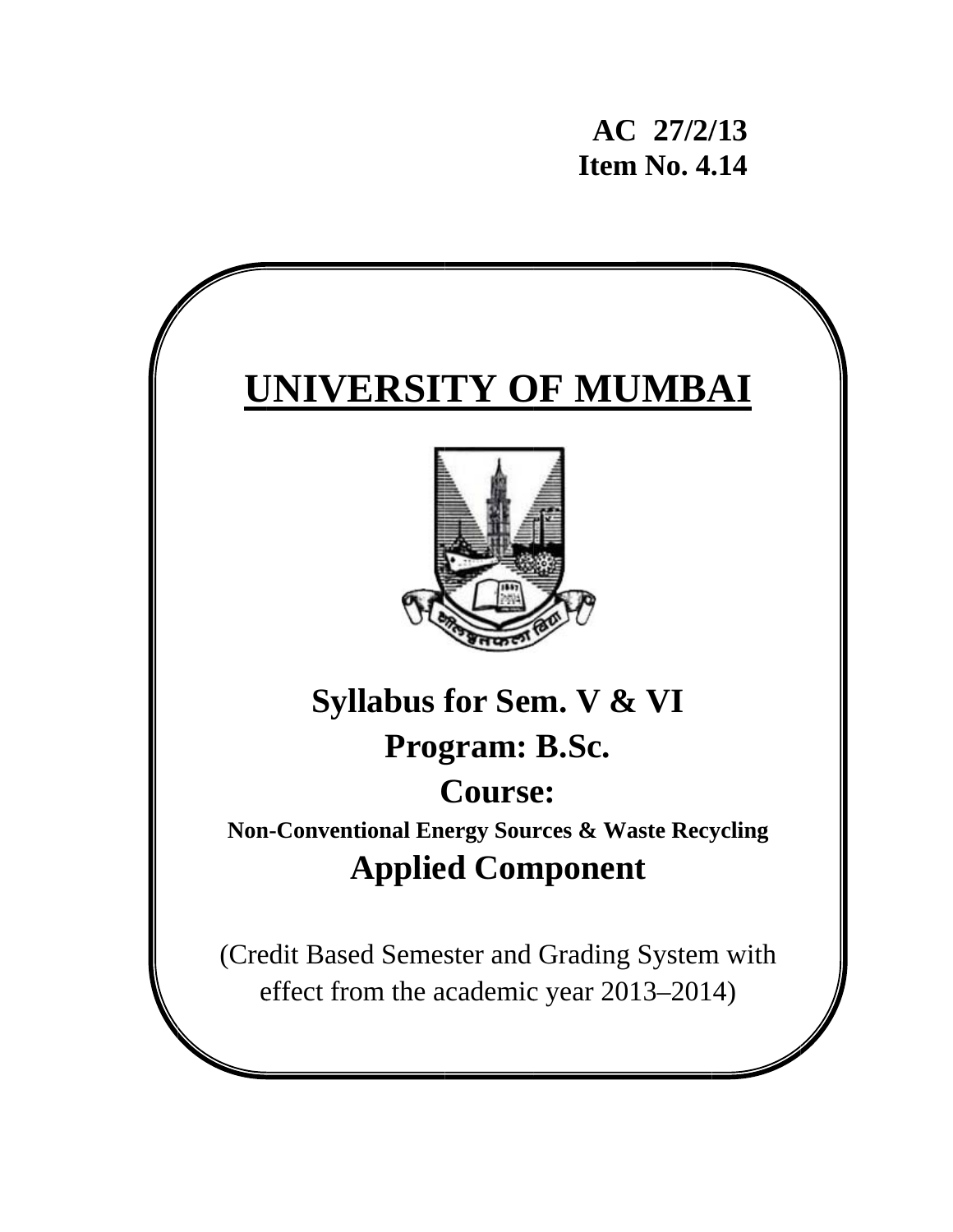**AC 27/2/13**
**Item No. 4.14**

# UNIVERSITY OF MUMBAI

## Syllabus for Sem. V & VI

## Program: B.Sc.

## Course:

**Non-Conventional Energy Sources & Waste Recycling**

## Applied Component

(Credit Based Semester and Grading System with effect from the academic year 2013–2014)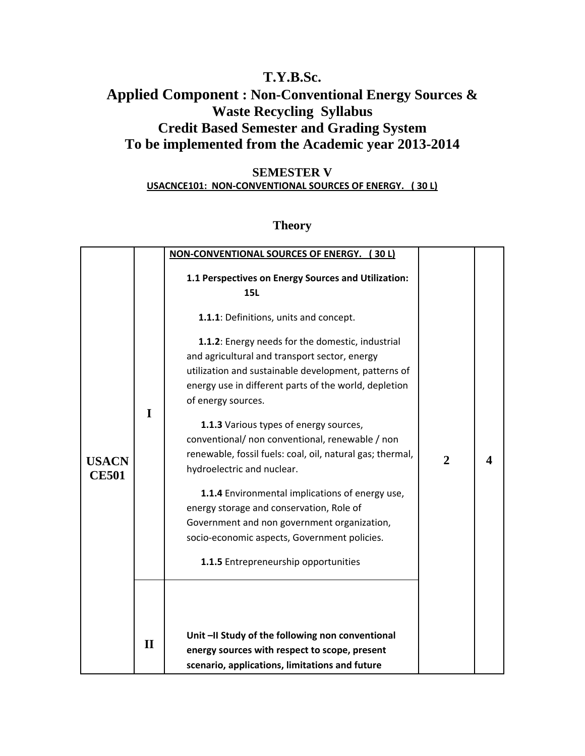# T.Y.B.Sc.

## Applied Component : Non-Conventional Energy Sources & Waste Recycling Syllabus

## Credit Based Semester and Grading System

## To be implemented from the Academic year 2013-2014

### SEMESTER V

**USACNCE101: NON-CONVENTIONAL SOURCES OF ENERGY. ( 30 L)**

### Theory

| | | | | |
|---|---|---|---|---|
| **USACN CE501** | **I** | **NON-CONVENTIONAL SOURCES OF ENERGY. ( 30 L)**<br><br>**1.1 Perspectives on Energy Sources and Utilization: 15L**<br><br>**1.1.1**: Definitions, units and concept.<br><br>**1.1.2**: Energy needs for the domestic, industrial and agricultural and transport sector, energy utilization and sustainable development, patterns of energy use in different parts of the world, depletion of energy sources.<br><br>**1.1.3** Various types of energy sources, conventional/ non conventional, renewable / non renewable, fossil fuels: coal, oil, natural gas; thermal, hydroelectric and nuclear.<br><br>**1.1.4** Environmental implications of energy use, energy storage and conservation, Role of Government and non government organization, socio-economic aspects, Government policies.<br><br>**1.1.5** Entrepreneurship opportunities | **2** | **4** |
| | **II** | **Unit –II Study of the following non conventional energy sources with respect to scope, present scenario, applications, limitations and future** | | |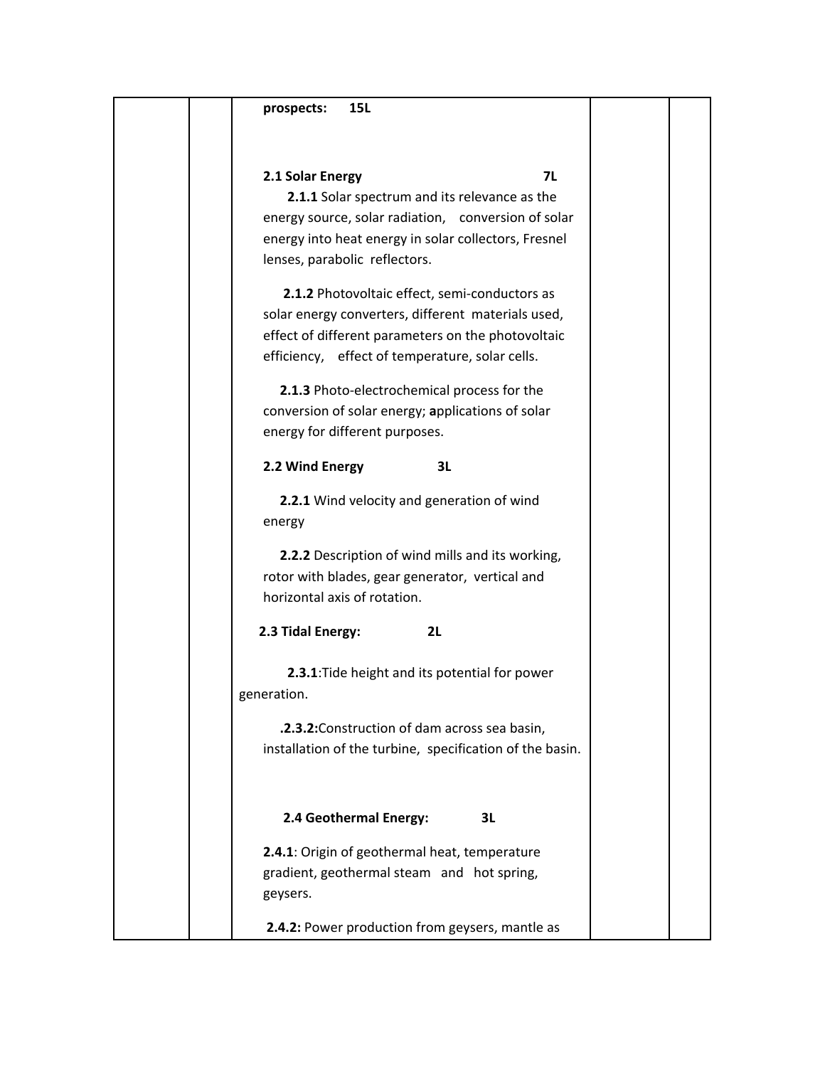| | | | | |
|---|---|---|---|---|
| | | **prospects: 15L**<br><br>**2.1 Solar Energy 7L**<br><br>**2.1.1** Solar spectrum and its relevance as the energy source, solar radiation, conversion of solar energy into heat energy in solar collectors, Fresnel lenses, parabolic reflectors.<br><br>**2.1.2** Photovoltaic effect, semi-conductors as solar energy converters, different materials used, effect of different parameters on the photovoltaic efficiency, effect of temperature, solar cells.<br><br>**2.1.3** Photo-electrochemical process for the conversion of solar energy; **a**pplications of solar energy for different purposes.<br><br>**2.2 Wind Energy 3L**<br><br>**2.2.1** Wind velocity and generation of wind energy<br><br>**2.2.2** Description of wind mills and its working, rotor with blades, gear generator, vertical and horizontal axis of rotation.<br><br>**2.3 Tidal Energy: 2L**<br><br>**2.3.1**:Tide height and its potential for power generation.<br><br>**.2.3.2:**Construction of dam across sea basin, installation of the turbine, specification of the basin.<br><br>**2.4 Geothermal Energy: 3L**<br><br>**2.4.1**: Origin of geothermal heat, temperature gradient, geothermal steam and hot spring, geysers.<br><br>**2.4.2:** Power production from geysers, mantle as | | |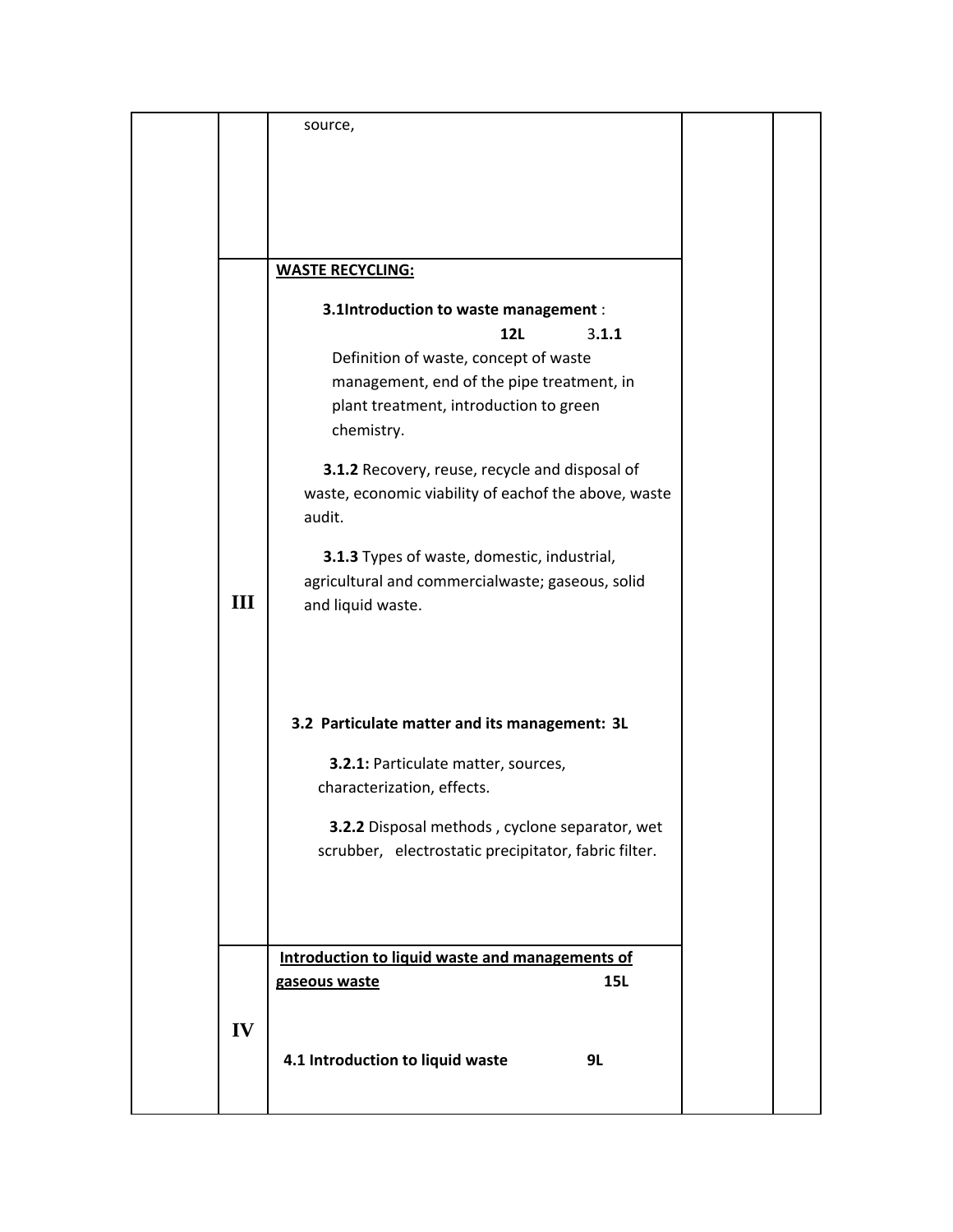| | | | | |
|---|---|---|---|---|
| | | source, | | |
| | III | **WASTE RECYCLING:**<br><br>**3.1Introduction to waste management** :<br>**12L** 3.**1.1**<br>Definition of waste, concept of waste management, end of the pipe treatment, in plant treatment, introduction to green chemistry.<br><br>**3.1.2** Recovery, reuse, recycle and disposal of waste, economic viability of eachof the above, waste audit.<br><br>**3.1.3** Types of waste, domestic, industrial, agricultural and commercialwaste; gaseous, solid and liquid waste.<br><br>**3.2 Particulate matter and its management: 3L**<br><br>**3.2.1:** Particulate matter, sources, characterization, effects.<br><br>**3.2.2** Disposal methods , cyclone separator, wet scrubber, electrostatic precipitator, fabric filter. | | |
| | IV | **Introduction to liquid waste and managements of gaseous waste** **15L**<br><br>**4.1 Introduction to liquid waste** **9L** | | |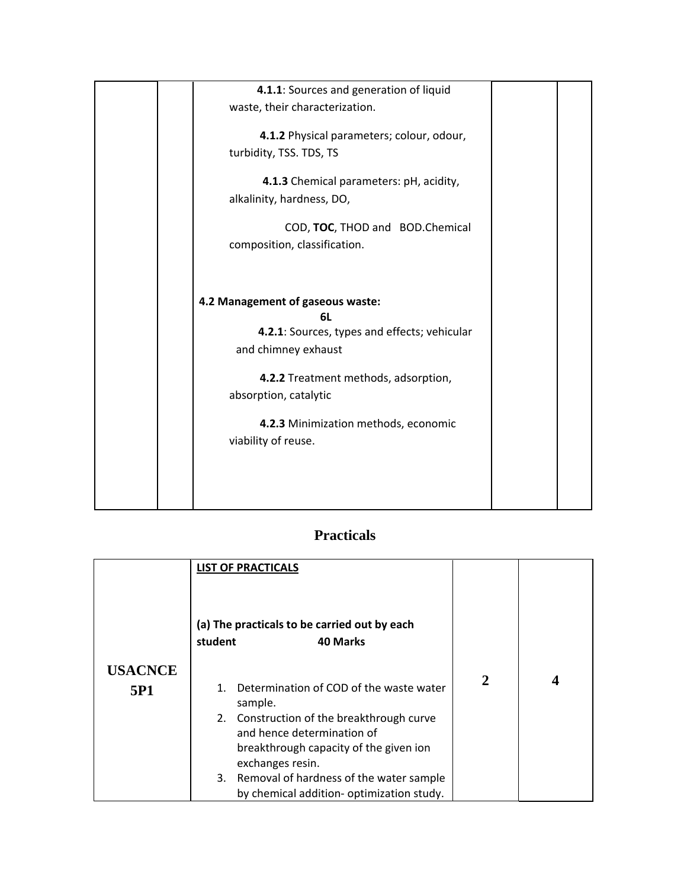| | | | | |
|---|---|---|---|---|
| | | **4.1.1**: Sources and generation of liquid waste, their characterization.<br><br>**4.1.2** Physical parameters; colour, odour, turbidity, TSS. TDS, TS<br><br>**4.1.3** Chemical parameters: pH, acidity, alkalinity, hardness, DO,<br><br>COD, **TOC**, THOD and BOD.Chemical composition, classification.<br><br>**4.2 Management of gaseous waste: 6L**<br><br>**4.2.1**: Sources, types and effects; vehicular and chimney exhaust<br><br>**4.2.2** Treatment methods, adsorption, absorption, catalytic<br><br>**4.2.3** Minimization methods, economic viability of reuse. | | |

## Practicals

| | | | |
|---|---|---|---|
| **USACNCE 5P1** | **LIST OF PRACTICALS**<br><br>**(a) The practicals to be carried out by each student 40 Marks**<br><br>1. Determination of COD of the waste water sample.<br>2. Construction of the breakthrough curve and hence determination of breakthrough capacity of the given ion exchanges resin.<br>3. Removal of hardness of the water sample by chemical addition- optimization study. | **2** | **4** |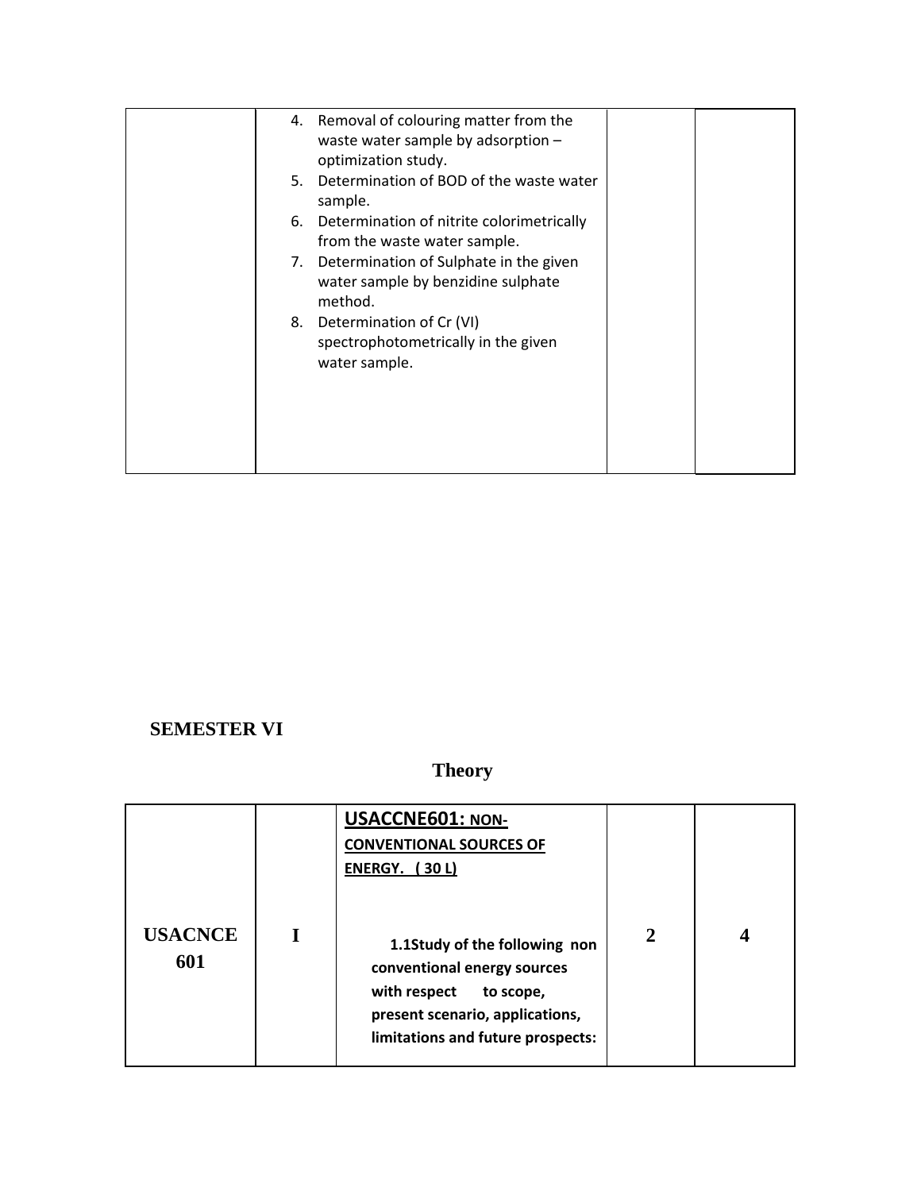| | | | |
|---|---|---|---|
| | 4. Removal of colouring matter from the waste water sample by adsorption – optimization study.<br>5. Determination of BOD of the waste water sample.<br>6. Determination of nitrite colorimetrically from the waste water sample.<br>7. Determination of Sulphate in the given water sample by benzidine sulphate method.<br>8. Determination of Cr (VI) spectrophotometrically in the given water sample. | | |

**SEMESTER VI**

## Theory

| | | | | |
|---|---|---|---|---|
| **USACNCE 601** | **I** | **USACCNE601: NON-CONVENTIONAL SOURCES OF ENERGY. ( 30 L)**<br><br>**1.1Study of the following non conventional energy sources with respect to scope, present scenario, applications, limitations and future prospects:** | **2** | **4** |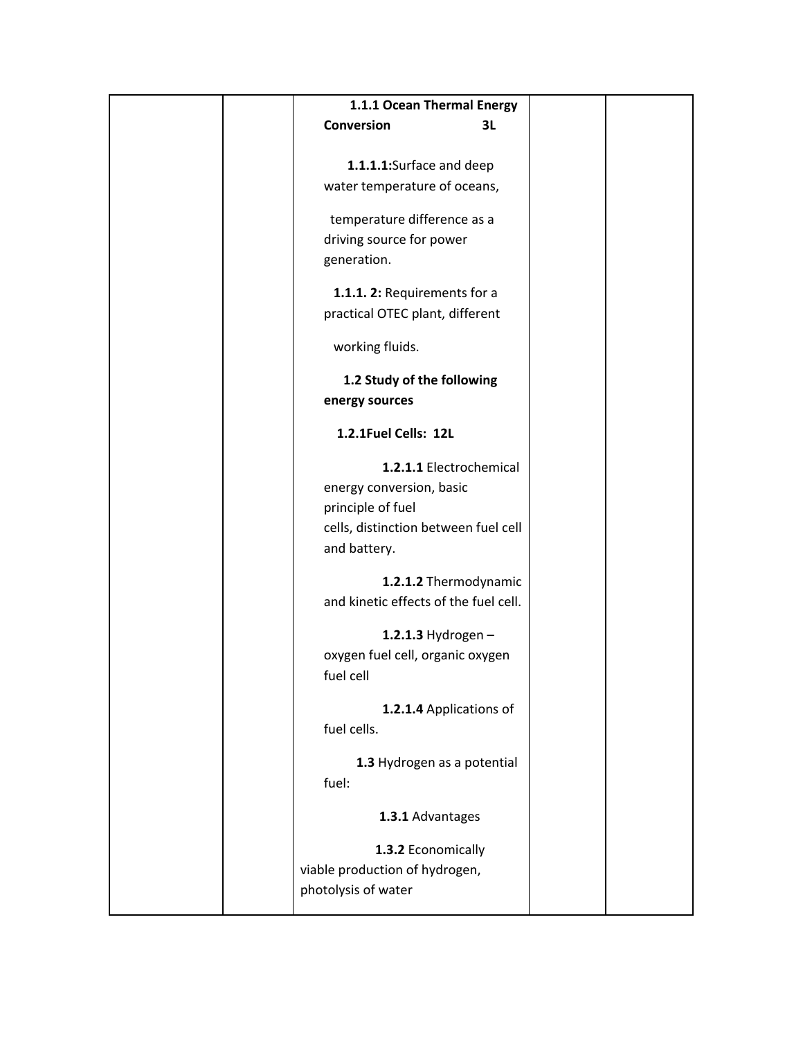| | | | | |
|---|---|---|---|---|
| | | **1.1.1 Ocean Thermal Energy Conversion 3L**<br><br>**1.1.1.1:**Surface and deep water temperature of oceans,<br><br>temperature difference as a driving source for power generation.<br><br>**1.1.1. 2:** Requirements for a practical OTEC plant, different<br><br>working fluids.<br><br>**1.2 Study of the following energy sources**<br><br>**1.2.1Fuel Cells: 12L**<br><br>**1.2.1.1** Electrochemical energy conversion, basic principle of fuel cells, distinction between fuel cell and battery.<br><br>**1.2.1.2** Thermodynamic and kinetic effects of the fuel cell.<br><br>**1.2.1.3** Hydrogen – oxygen fuel cell, organic oxygen fuel cell<br><br>**1.2.1.4** Applications of fuel cells.<br><br>**1.3** Hydrogen as a potential fuel:<br><br>**1.3.1** Advantages<br><br>**1.3.2** Economically viable production of hydrogen, photolysis of water | | |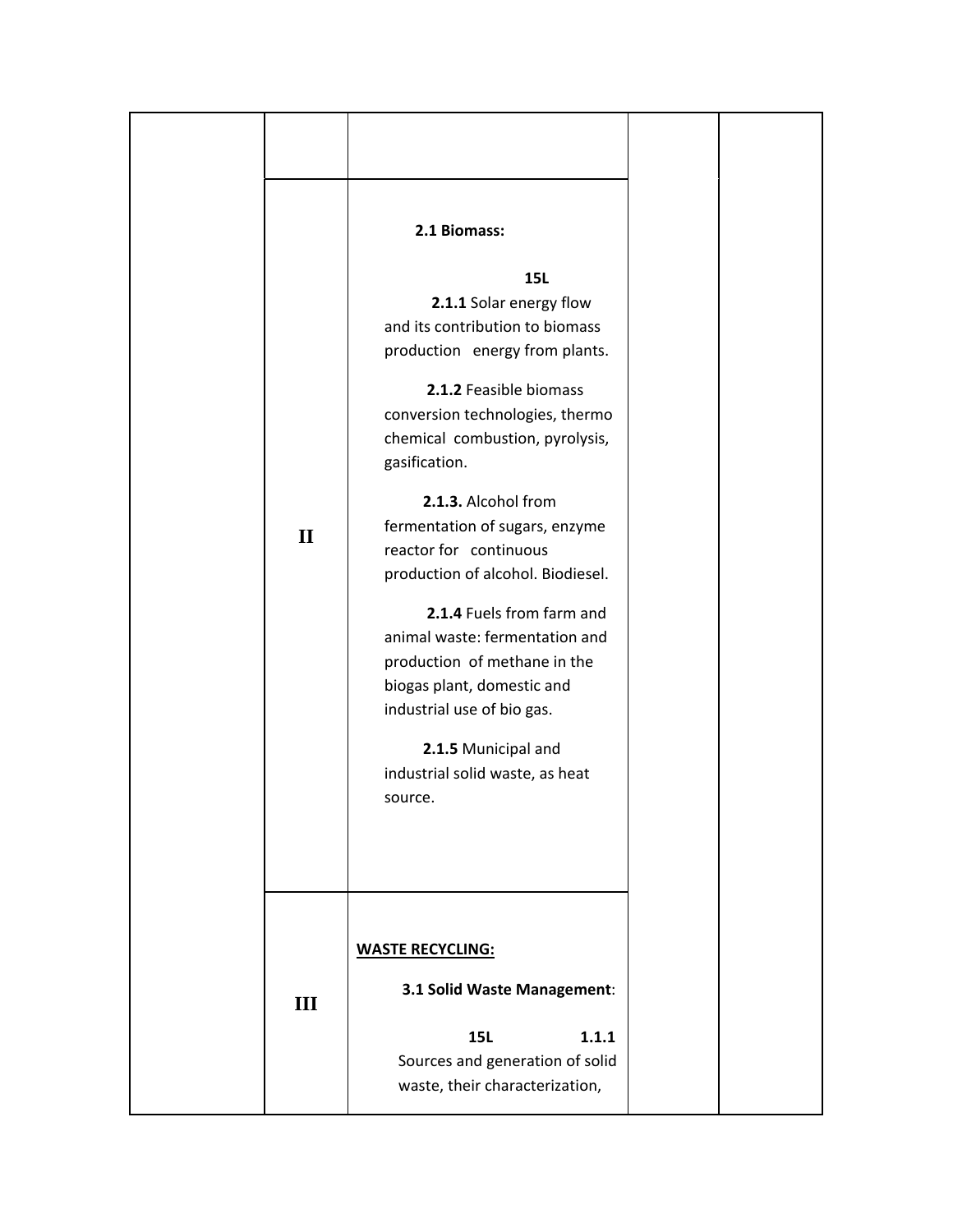| | | | | |
|---|---|---|---|---|
| | | | | |
| | II | **2.1 Biomass:** **15L** **2.1.1** Solar energy flow and its contribution to biomass production energy from plants. **2.1.2** Feasible biomass conversion technologies, thermo chemical combustion, pyrolysis, gasification. **2.1.3.** Alcohol from fermentation of sugars, enzyme reactor for continuous production of alcohol. Biodiesel. **2.1.4** Fuels from farm and animal waste: fermentation and production of methane in the biogas plant, domestic and industrial use of bio gas. **2.1.5** Municipal and industrial solid waste, as heat source. | | |
| | III | **WASTE RECYCLING:** **3.1 Solid Waste Management**: **15L** **1.1.1** Sources and generation of solid waste, their characterization, | | |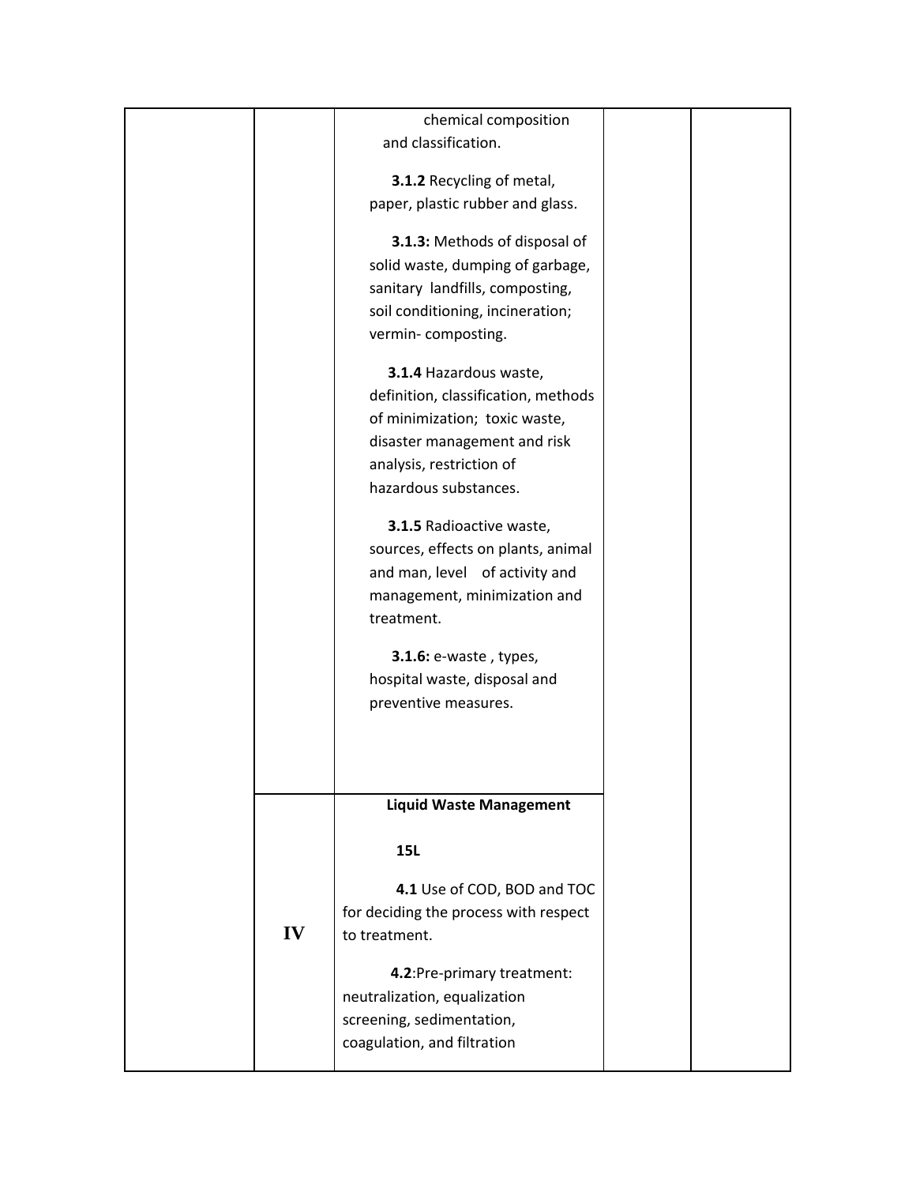| | | | | |
|---|---|---|---|---|
| | | chemical composition and classification.<br><br>**3.1.2** Recycling of metal, paper, plastic rubber and glass.<br><br>**3.1.3:** Methods of disposal of solid waste, dumping of garbage, sanitary landfills, composting, soil conditioning, incineration; vermin- composting.<br><br>**3.1.4** Hazardous waste, definition, classification, methods of minimization; toxic waste, disaster management and risk analysis, restriction of hazardous substances.<br><br>**3.1.5** Radioactive waste, sources, effects on plants, animal and man, level of activity and management, minimization and treatment.<br><br>**3.1.6:** e-waste , types, hospital waste, disposal and preventive measures. | | |
| | **IV** | **Liquid Waste Management**<br><br>**15L**<br><br>**4.1** Use of COD, BOD and TOC for deciding the process with respect to treatment.<br><br>**4.2**:Pre-primary treatment: neutralization, equalization screening, sedimentation, coagulation, and filtration | | |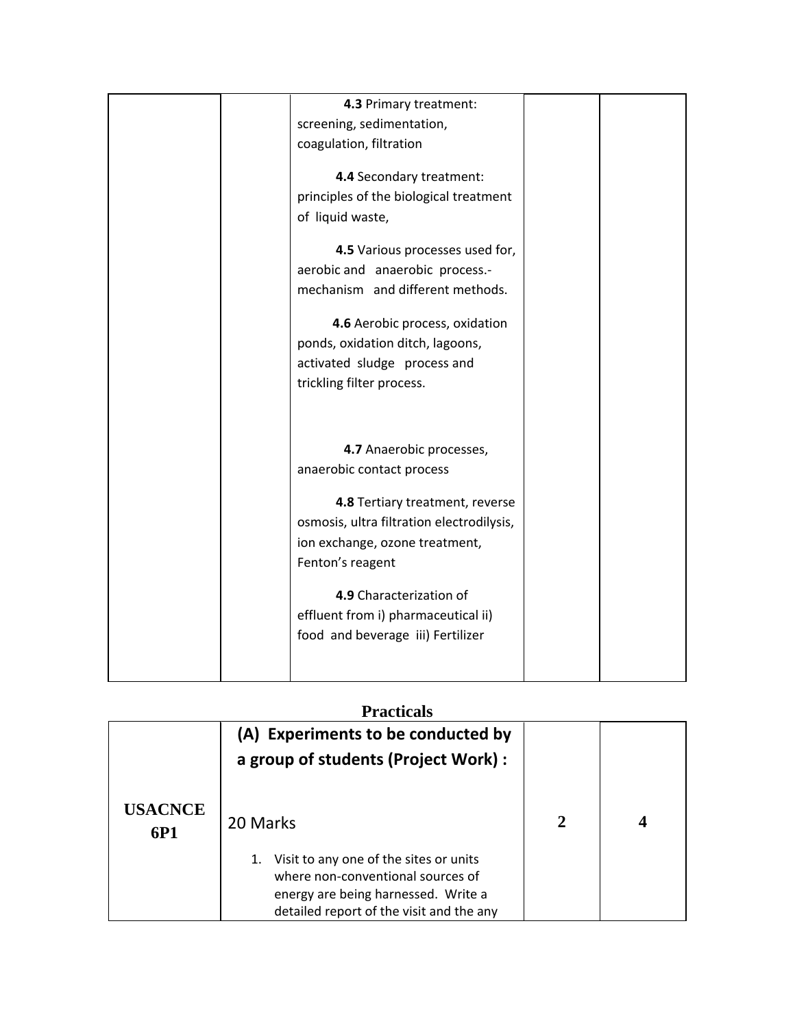| | | | | |
|---|---|---|---|---|
| | | **4.3** Primary treatment: screening, sedimentation, coagulation, filtration<br><br>**4.4** Secondary treatment: principles of the biological treatment of liquid waste,<br><br>**4.5** Various processes used for, aerobic and anaerobic process.- mechanism and different methods.<br><br>**4.6** Aerobic process, oxidation ponds, oxidation ditch, lagoons, activated sludge process and trickling filter process.<br><br>**4.7** Anaerobic processes, anaerobic contact process<br><br>**4.8** Tertiary treatment, reverse osmosis, ultra filtration electrodilysis, ion exchange, ozone treatment, Fenton's reagent<br><br>**4.9** Characterization of effluent from i) pharmaceutical ii) food and beverage iii) Fertilizer | | |

## Practicals

| | | | |
|---|---|---|---|
| **USACNCE 6P1** | **(A) Experiments to be conducted by a group of students (Project Work) :**<br><br>20 Marks<br><br>1. Visit to any one of the sites or units where non-conventional sources of energy are being harnessed. Write a detailed report of the visit and the any | **2** | **4** |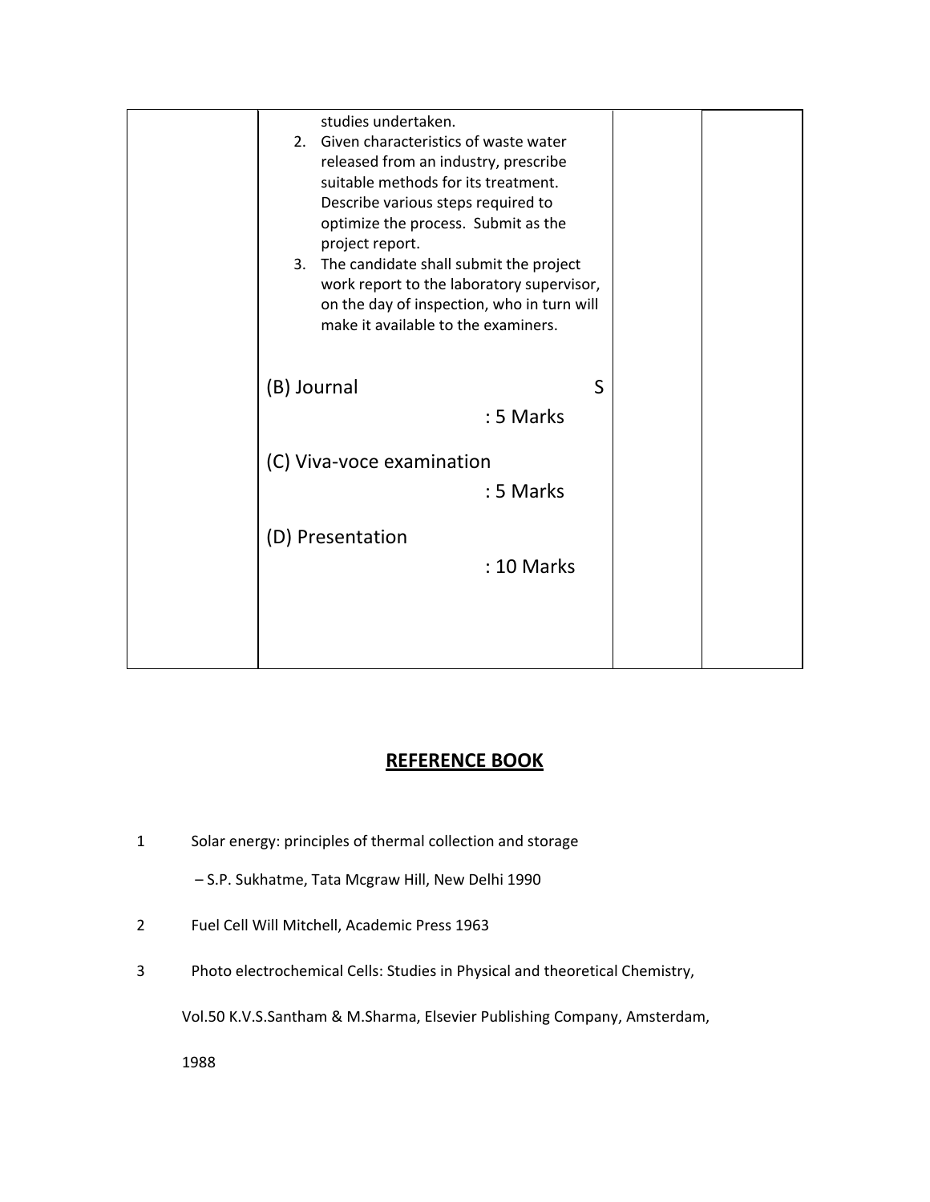| | | | |
|---|---|---|---|
| | studies undertaken.<br>2. Given characteristics of waste water released from an industry, prescribe suitable methods for its treatment. Describe various steps required to optimize the process. Submit as the project report.<br>3. The candidate shall submit the project work report to the laboratory supervisor, on the day of inspection, who in turn will make it available to the examiners.<br><br>(B) Journal S<br>: 5 Marks<br><br>(C) Viva-voce examination<br>: 5 Marks<br><br>(D) Presentation<br>: 10 Marks | | |

## REFERENCE BOOK

1 Solar energy: principles of thermal collection and storage

– S.P. Sukhatme, Tata Mcgraw Hill, New Delhi 1990

2 Fuel Cell Will Mitchell, Academic Press 1963

3 Photo electrochemical Cells: Studies in Physical and theoretical Chemistry,

Vol.50 K.V.S.Santham & M.Sharma, Elsevier Publishing Company, Amsterdam,

1988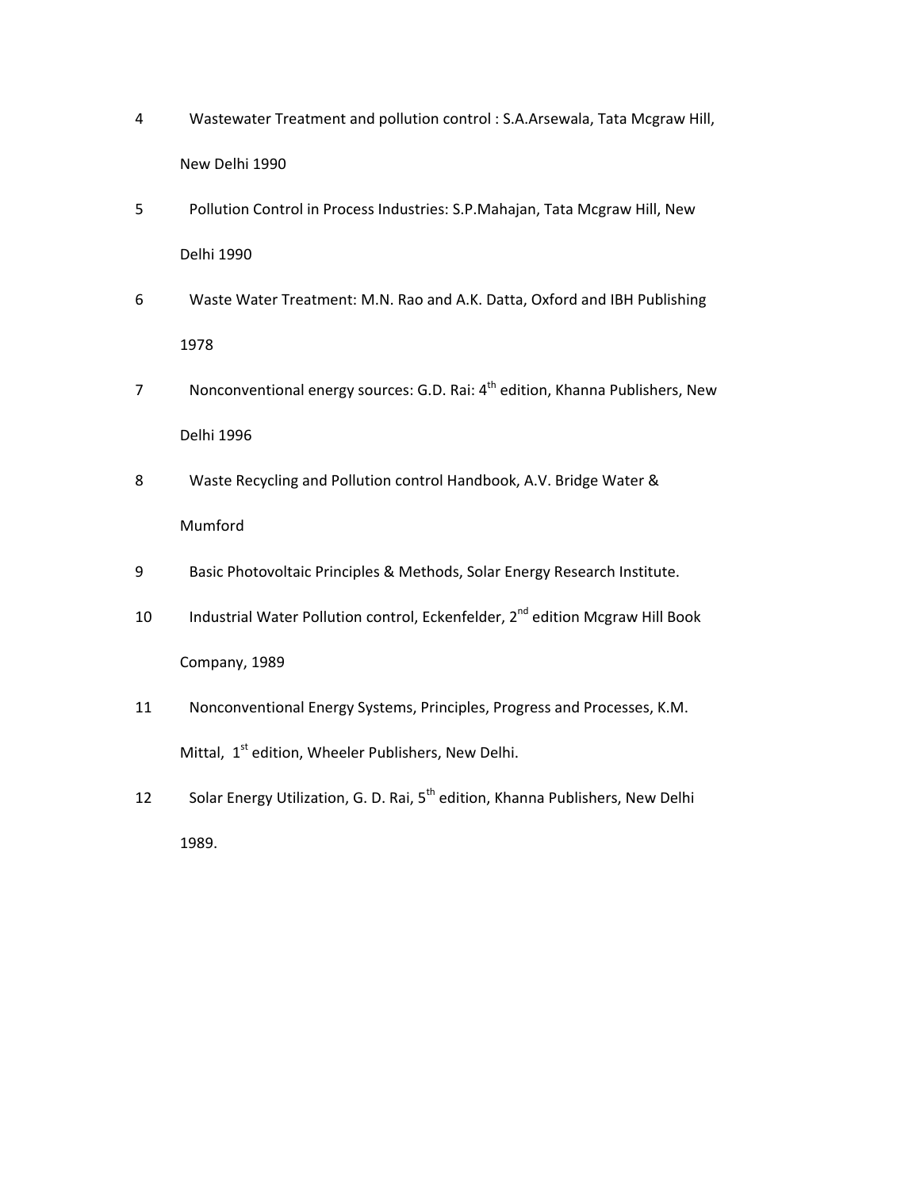4. Wastewater Treatment and pollution control : S.A.Arsewala, Tata Mcgraw Hill, New Delhi 1990
5. Pollution Control in Process Industries: S.P.Mahajan, Tata Mcgraw Hill, New Delhi 1990
6. Waste Water Treatment: M.N. Rao and A.K. Datta, Oxford and IBH Publishing 1978
7. Nonconventional energy sources: G.D. Rai: 4th edition, Khanna Publishers, New Delhi 1996
8. Waste Recycling and Pollution control Handbook, A.V. Bridge Water & Mumford
9. Basic Photovoltaic Principles & Methods, Solar Energy Research Institute.
10. Industrial Water Pollution control, Eckenfelder, 2nd edition Mcgraw Hill Book Company, 1989
11. Nonconventional Energy Systems, Principles, Progress and Processes, K.M. Mittal, 1st edition, Wheeler Publishers, New Delhi.
12. Solar Energy Utilization, G. D. Rai, 5th edition, Khanna Publishers, New Delhi 1989.